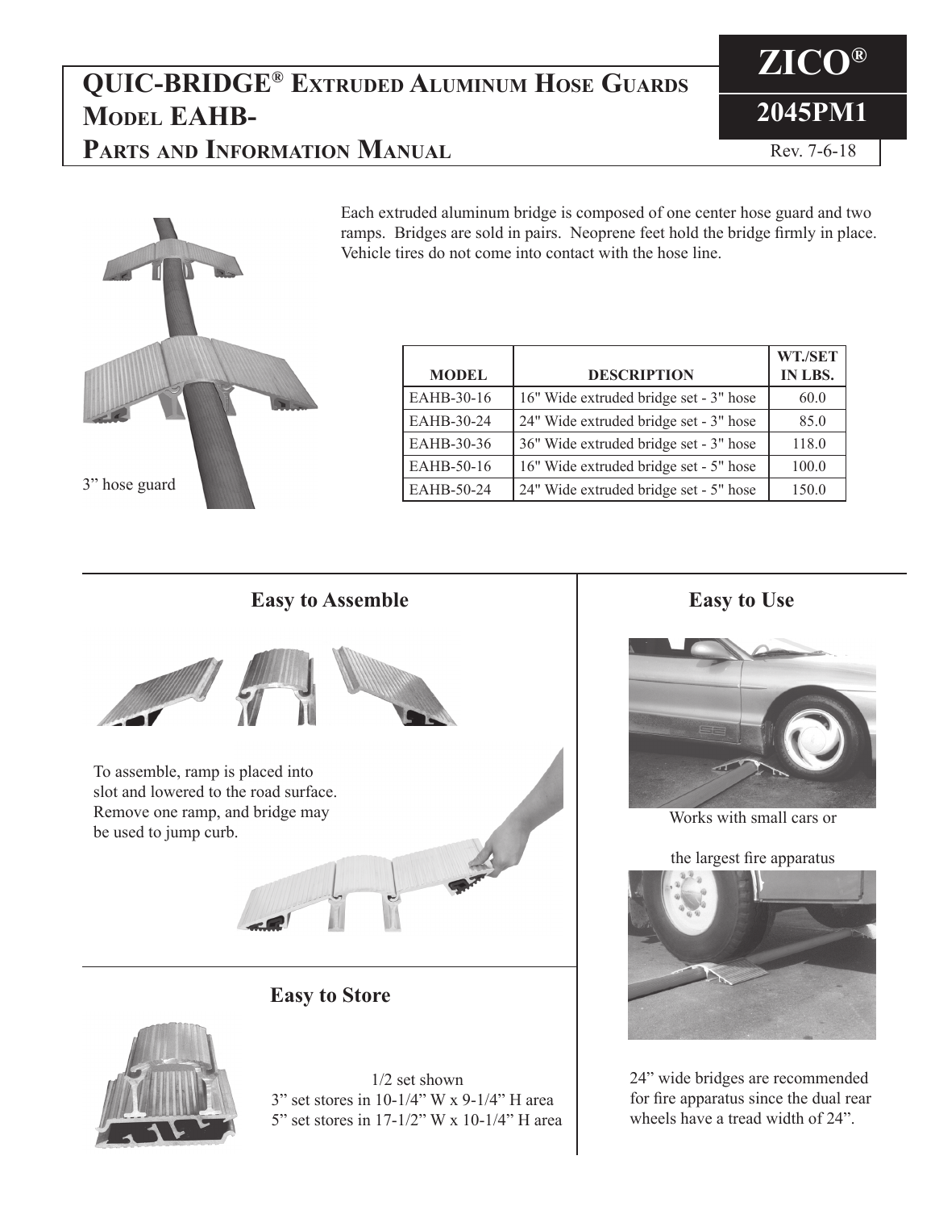# QUIC-BRIDGE® Extruded Aluminum Hose Guards Model EAHB- Parts and Information Manual

**ZICO®**

**2045PM1**

Rev. 7-6-18

3" hose guard

Each extruded aluminum bridge is composed of one center hose guard and two ramps. Bridges are sold in pairs. Neoprene feet hold the bridge firmly in place. Vehicle tires do not come into contact with the hose line.

| MODEL | DESCRIPTION | WT./SET IN LBS. |
|---|---|---|
| EAHB-30-16 | 16" Wide extruded bridge set - 3" hose | 60.0 |
| EAHB-30-24 | 24" Wide extruded bridge set - 3" hose | 85.0 |
| EAHB-30-36 | 36" Wide extruded bridge set - 3" hose | 118.0 |
| EAHB-50-16 | 16" Wide extruded bridge set - 5" hose | 100.0 |
| EAHB-50-24 | 24" Wide extruded bridge set - 5" hose | 150.0 |

## Easy to Assemble

To assemble, ramp is placed into slot and lowered to the road surface. Remove one ramp, and bridge may be used to jump curb.

## Easy to Store

1/2 set shown
3" set stores in 10-1/4" W x 9-1/4" H area
5" set stores in 17-1/2" W x 10-1/4" H area

## Easy to Use

Works with small cars or

the largest fire apparatus

24" wide bridges are recommended for fire apparatus since the dual rear wheels have a tread width of 24".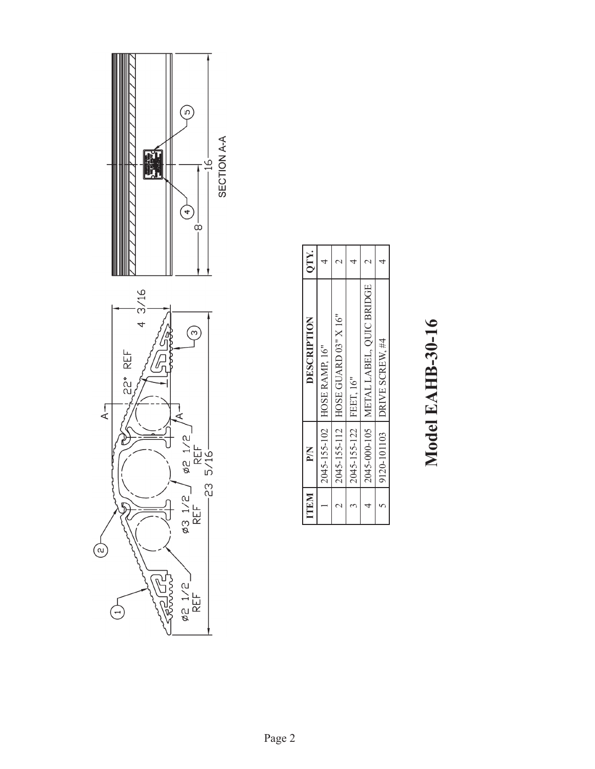| ITEM | P/N | DESCRIPTION | QTY. |
|---|---|---|---|
| 1 | 2045-155-102 | HOSE RAMP, 16" | 4 |
| 2 | 2045-155-112 | HOSE GUARD 03" X 16" | 2 |
| 3 | 2045-155-122 | FEET, 16" | 4 |
| 4 | 2045-000-105 | METAL LABEL, QUIC BRIDGE | 2 |
| 5 | 9120-101103 | DRIVE SCREW, #4 | 4 |

# Model EAHB-30-16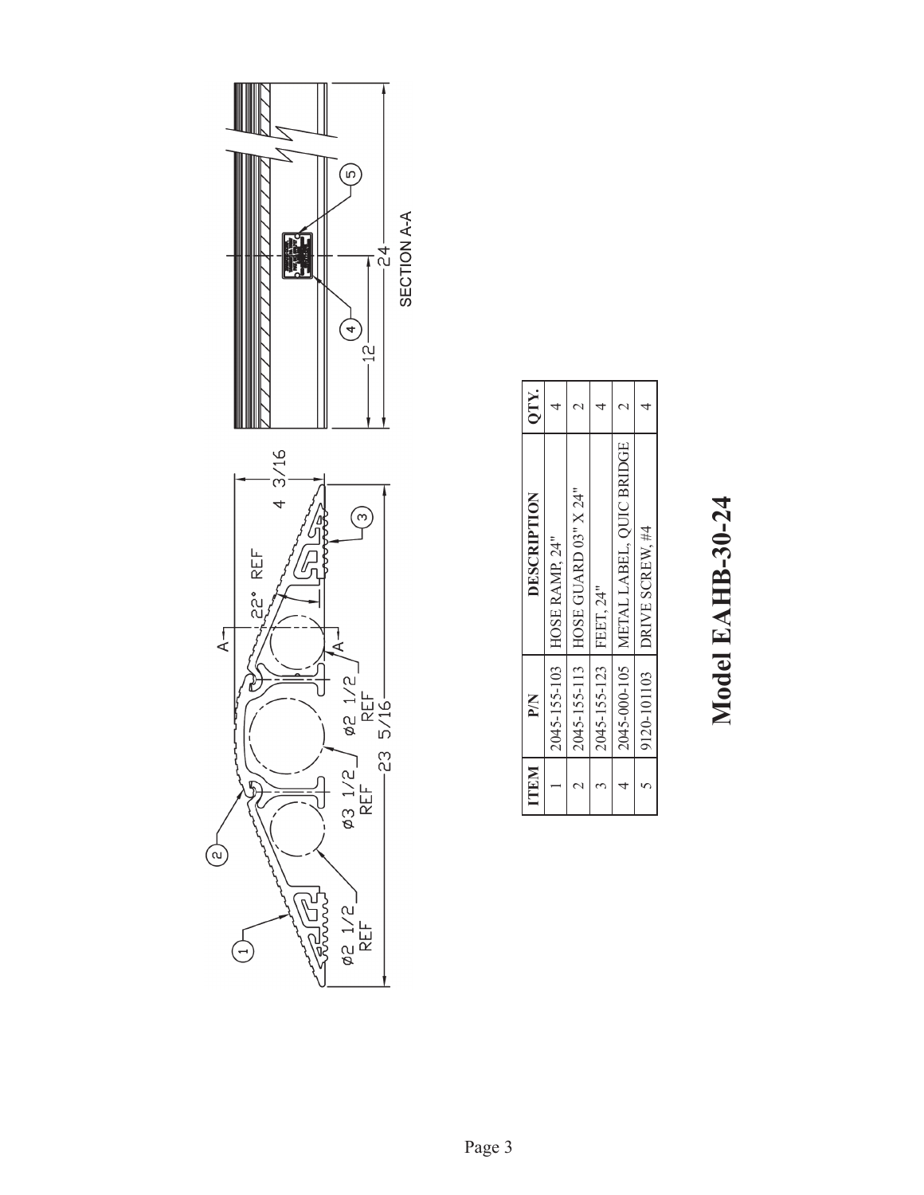| ITEM | P/N | DESCRIPTION | QTY. |
| --- | --- | --- | --- |
| 1 | 2045-155-103 | HOSE RAMP, 24" | 4 |
| 2 | 2045-155-113 | HOSE GUARD 03" X 24" | 2 |
| 3 | 2045-155-123 | FEET, 24" | 4 |
| 4 | 2045-000-105 | METAL LABEL, QUIC BRIDGE | 2 |
| 5 | 9120-101103 | DRIVE SCREW, #4 | 4 |

# Model EAHB-30-24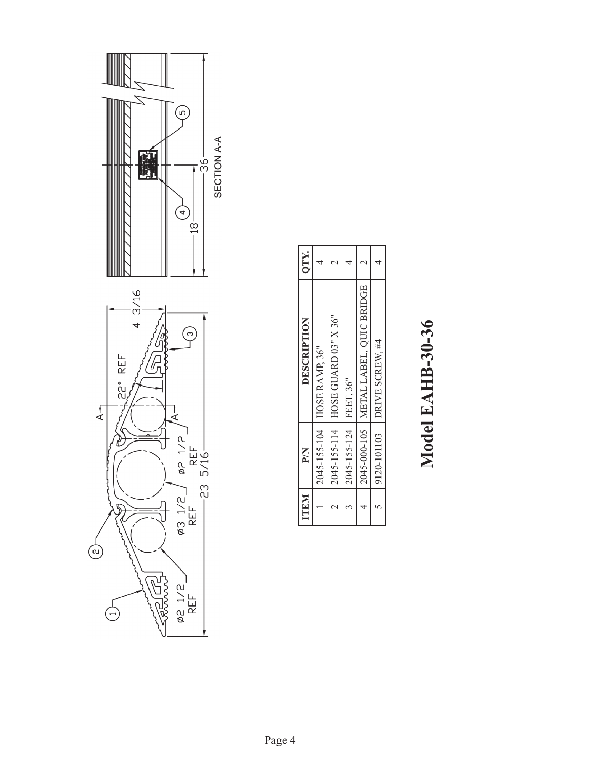| ITEM | P/N | DESCRIPTION | QTY. |
|---|---|---|---|
| 1 | 2045-155-104 | HOSE RAMP, 36" | 4 |
| 2 | 2045-155-114 | HOSE GUARD 03" X 36" | 2 |
| 3 | 2045-155-124 | FEET, 36" | 4 |
| 4 | 2045-000-105 | METAL LABEL, QUIC BRIDGE | 2 |
| 5 | 9120-101103 | DRIVE SCREW, #4 | 4 |

# Model EAHB-30-36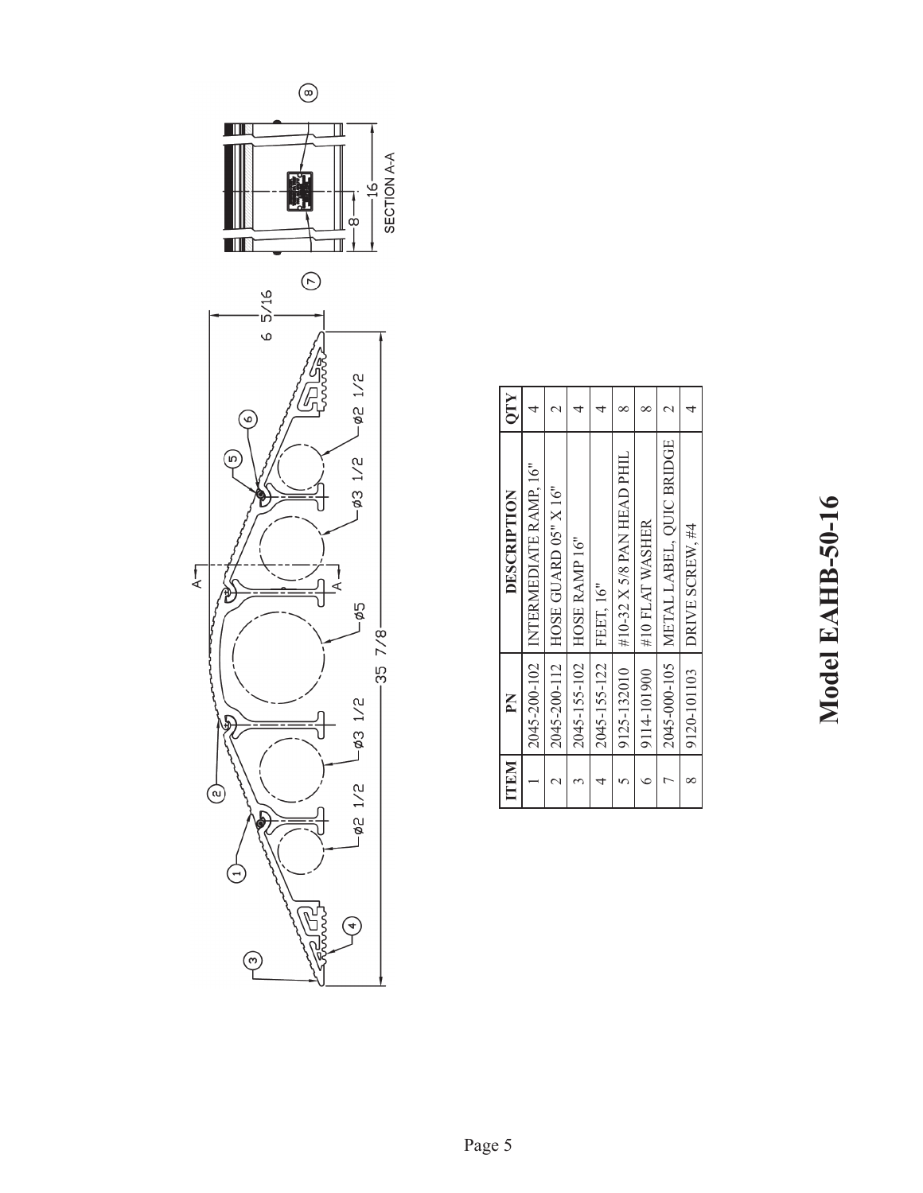| ITEM | PN | DESCRIPTION | QTY |
|---|---|---|---|
| 1 | 2045-200-102 | INTERMEDIATE RAMP, 16" | 4 |
| 2 | 2045-200-112 | HOSE GUARD 05" X 16" | 2 |
| 3 | 2045-155-102 | HOSE RAMP 16" | 4 |
| 4 | 2045-155-122 | FEET, 16" | 4 |
| 5 | 9125-132010 | #10-32 X 5/8 PAN HEAD PHIL | 8 |
| 6 | 9114-101900 | #10 FLAT WASHER | 8 |
| 7 | 2045-000-105 | METAL LABEL, QUIC BRIDGE | 2 |
| 8 | 9120-101103 | DRIVE SCREW, #4 | 4 |

# Model EAHB-50-16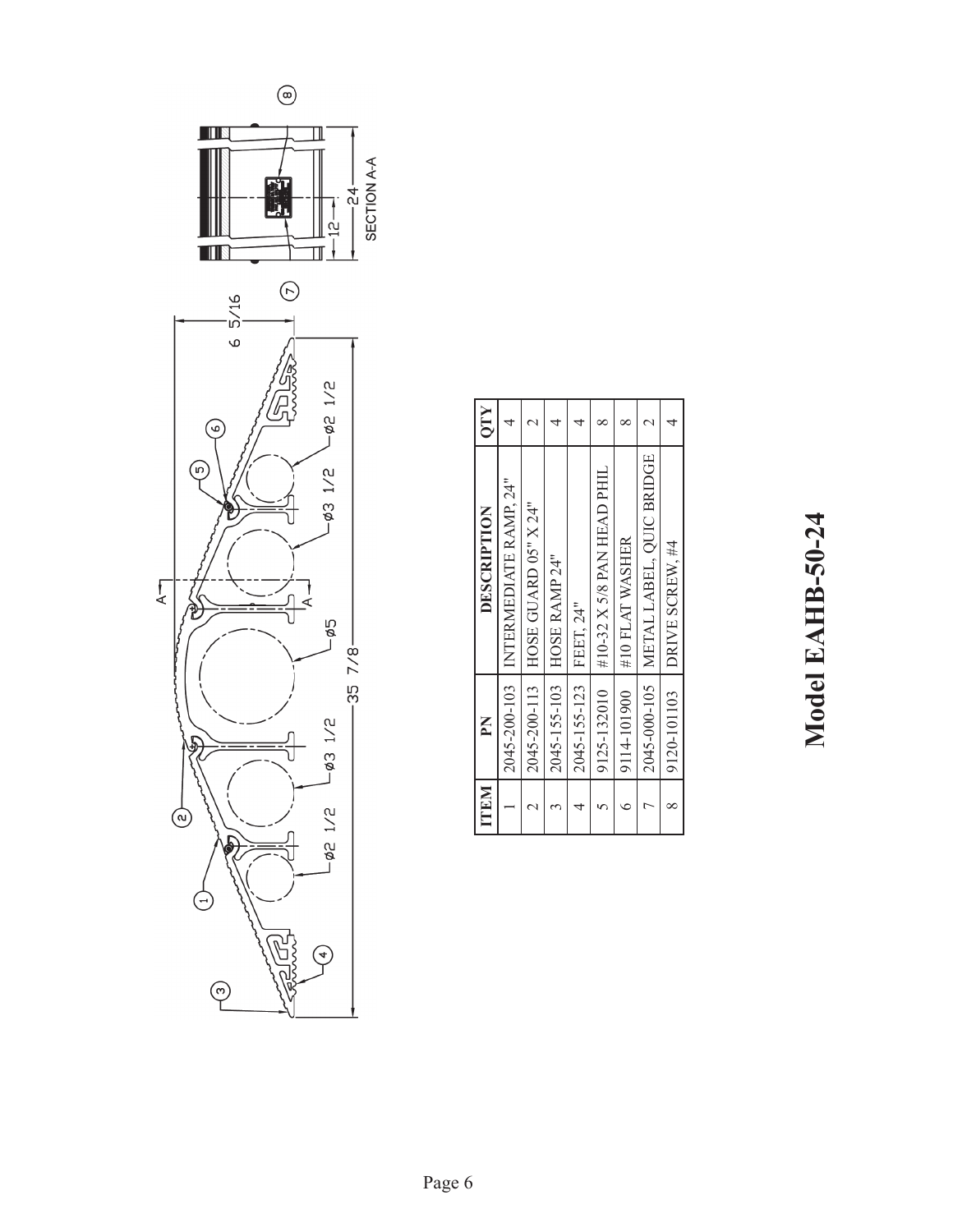| ITEM | PN | DESCRIPTION | QTY |
|---|---|---|---|
| 1 | 2045-200-103 | INTERMEDIATE RAMP, 24" | 4 |
| 2 | 2045-200-113 | HOSE GUARD 05" X 24" | 2 |
| 3 | 2045-155-103 | HOSE RAMP 24" | 4 |
| 4 | 2045-155-123 | FEET, 24" | 4 |
| 5 | 9125-132010 | #10-32 X 5/8 PAN HEAD PHIL | 8 |
| 6 | 9114-101900 | #10 FLAT WASHER | 8 |
| 7 | 2045-000-105 | METAL LABEL, QUIC BRIDGE | 2 |
| 8 | 9120-101103 | DRIVE SCREW, #4 | 4 |

# Model EAHB-50-24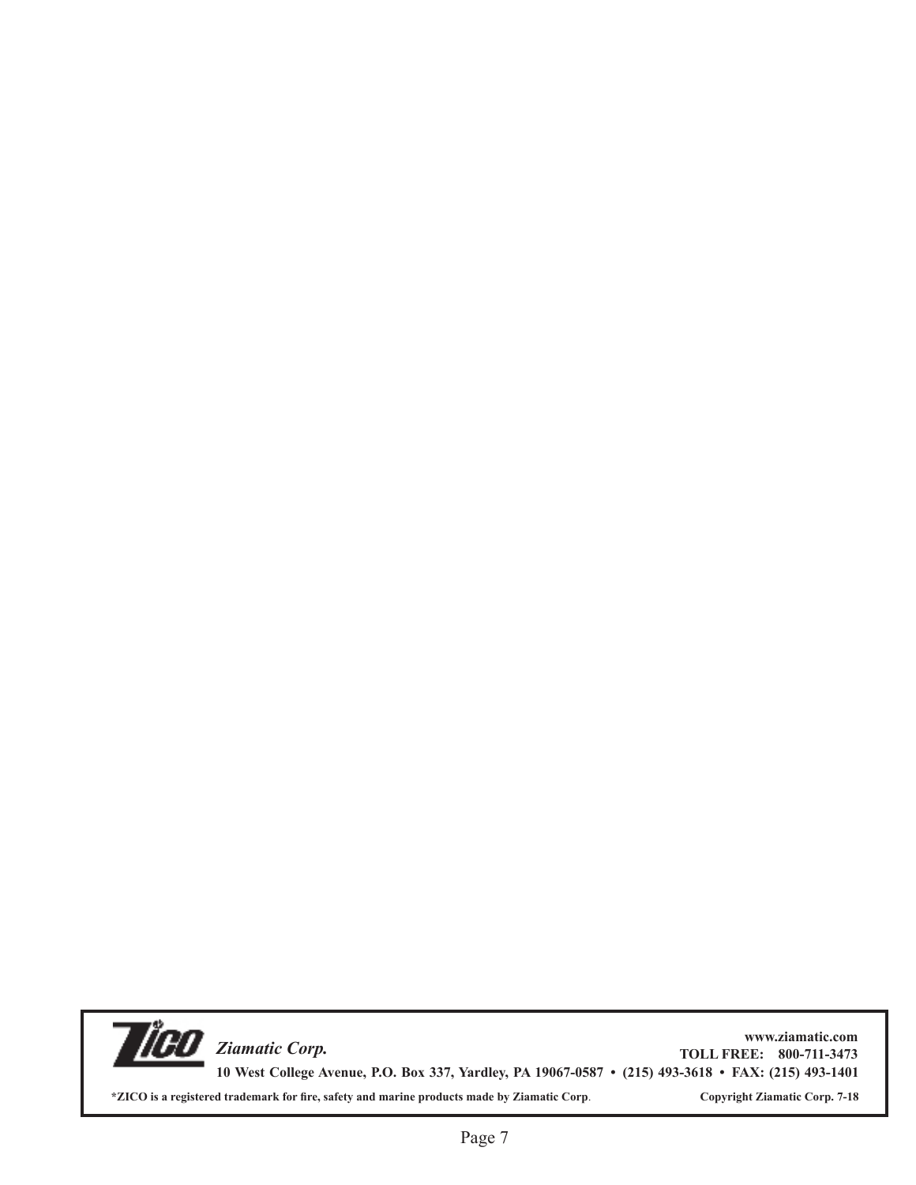ZICO

*Ziamatic Corp.*

**www.ziamatic.com**

**TOLL FREE: 800-711-3473**

**10 West College Avenue, P.O. Box 337, Yardley, PA 19067-0587 • (215) 493-3618 • FAX: (215) 493-1401**

***ZICO is a registered trademark for fire, safety and marine products made by Ziamatic Corp**.

**Copyright Ziamatic Corp. 7-18**